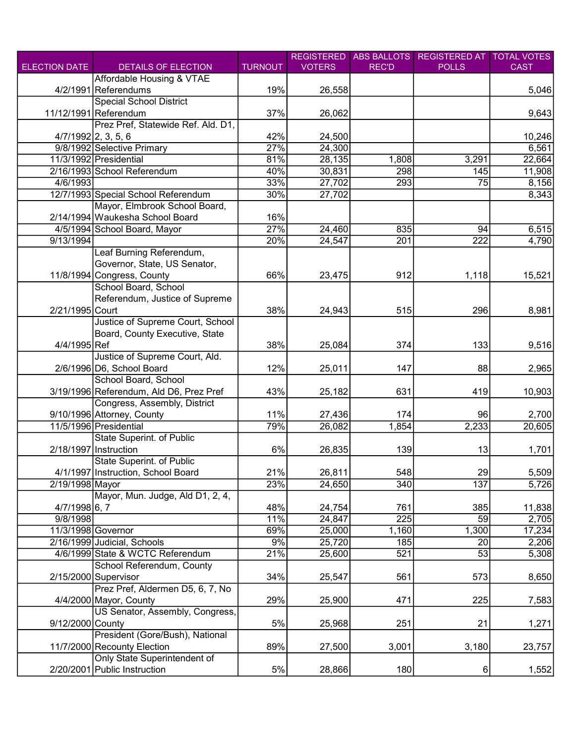| ELECTION DATE | DETAILS OF ELECTION | TURNOUT | REGISTERED VOTERS | ABS BALLOTS REC'D | REGISTERED AT POLLS | TOTAL VOTES CAST |
|---|---|---|---|---|---|---|
| 4/2/1991 | Affordable Housing & VTAE Referendums | 19% | 26,558 | | | 5,046 |
| 11/12/1991 | Special School District Referendum | 37% | 26,062 | | | 9,643 |
| 4/7/1992 | Prez Pref, Statewide Ref. Ald. D1, 2, 3, 5, 6 | 42% | 24,500 | | | 10,246 |
| 9/8/1992 | Selective Primary | 27% | 24,300 | | | 6,561 |
| 11/3/1992 | Presidential | 81% | 28,135 | 1,808 | 3,291 | 22,664 |
| 2/16/1993 | School Referendum | 40% | 30,831 | 298 | 145 | 11,908 |
| 4/6/1993 | | 33% | 27,702 | 293 | 75 | 8,156 |
| 12/7/1993 | Special School Referendum | 30% | 27,702 | | | 8,343 |
| 2/14/1994 | Mayor, Elmbrook School Board, Waukesha School Board | 16% | | | | |
| 4/5/1994 | School Board, Mayor | 27% | 24,460 | 835 | 94 | 6,515 |
| 9/13/1994 | | 20% | 24,547 | 201 | 222 | 4,790 |
| 11/8/1994 | Leaf Burning Referendum, Governor, State, US Senator, Congress, County | 66% | 23,475 | 912 | 1,118 | 15,521 |
| 2/21/1995 | School Board, School Referendum, Justice of Supreme Court | 38% | 24,943 | 515 | 296 | 8,981 |
| 4/4/1995 | Justice of Supreme Court, School Board, County Executive, State Ref | 38% | 25,084 | 374 | 133 | 9,516 |
| 2/6/1996 | Justice of Supreme Court, Ald. D6, School Board | 12% | 25,011 | 147 | 88 | 2,965 |
| 3/19/1996 | School Board, School Referendum, Ald D6, Prez Pref | 43% | 25,182 | 631 | 419 | 10,903 |
| 9/10/1996 | Congress, Assembly, District Attorney, County | 11% | 27,436 | 174 | 96 | 2,700 |
| 11/5/1996 | Presidential | 79% | 26,082 | 1,854 | 2,233 | 20,605 |
| 2/18/1997 | State Superint. of Public Instruction | 6% | 26,835 | 139 | 13 | 1,701 |
| 4/1/1997 | State Superint. of Public Instruction, School Board | 21% | 26,811 | 548 | 29 | 5,509 |
| 2/19/1998 | Mayor | 23% | 24,650 | 340 | 137 | 5,726 |
| 4/7/1998 | Mayor, Mun. Judge, Ald D1, 2, 4, 6, 7 | 48% | 24,754 | 761 | 385 | 11,838 |
| 9/8/1998 | | 11% | 24,847 | 225 | 59 | 2,705 |
| 11/3/1998 | Governor | 69% | 25,000 | 1,160 | 1,300 | 17,234 |
| 2/16/1999 | Judicial, Schools | 9% | 25,720 | 185 | 20 | 2,206 |
| 4/6/1999 | State & WCTC Referendum | 21% | 25,600 | 521 | 53 | 5,308 |
| 2/15/2000 | School Referendum, County Supervisor | 34% | 25,547 | 561 | 573 | 8,650 |
| 4/4/2000 | Prez Pref, Aldermen D5, 6, 7, No Mayor, County | 29% | 25,900 | 471 | 225 | 7,583 |
| 9/12/2000 | US Senator, Assembly, Congress, County | 5% | 25,968 | 251 | 21 | 1,271 |
| 11/7/2000 | President (Gore/Bush), National Recounty Election | 89% | 27,500 | 3,001 | 3,180 | 23,757 |
| 2/20/2001 | Only State Superintendent of Public Instruction | 5% | 28,866 | 180 | 6 | 1,552 |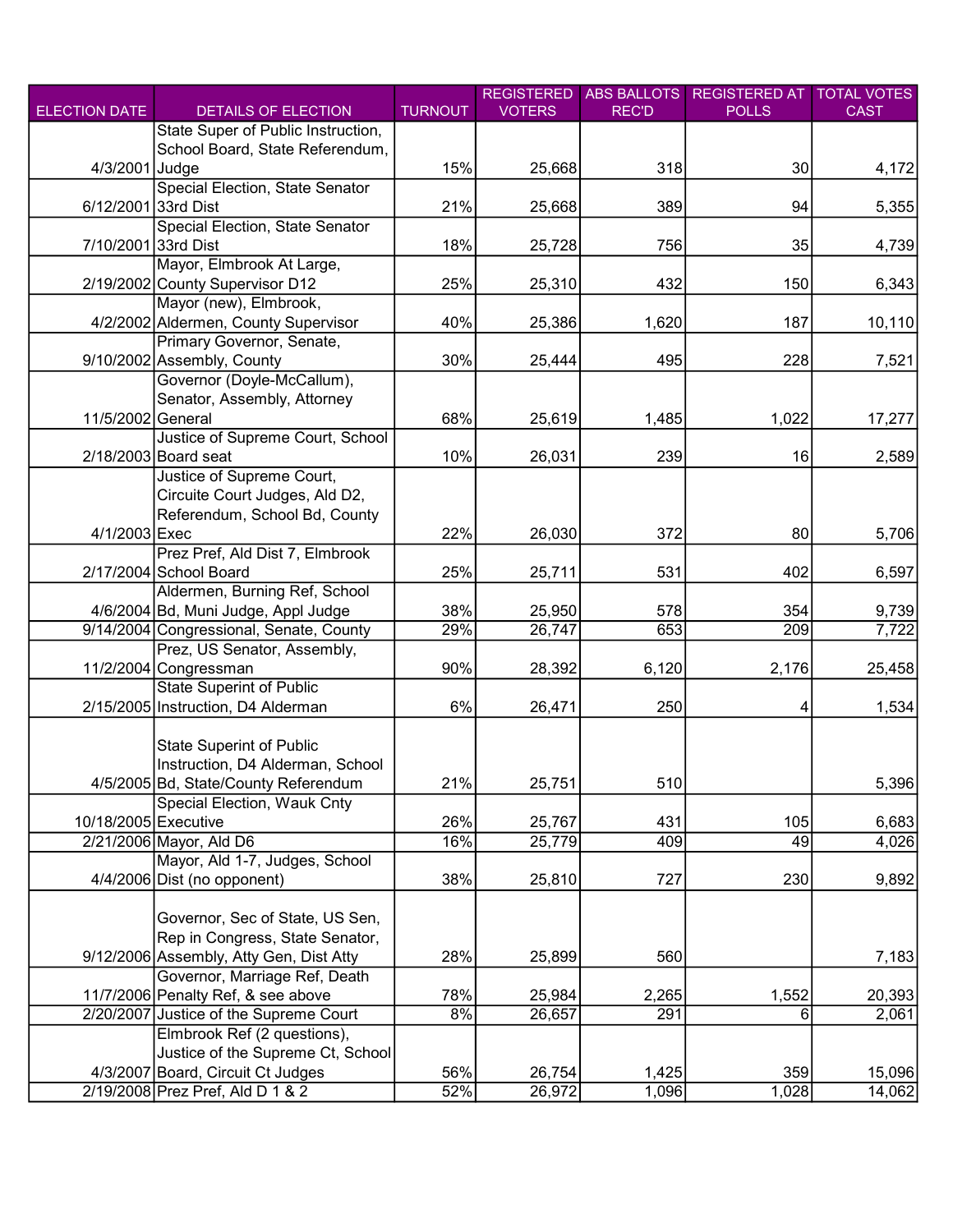| ELECTION DATE | DETAILS OF ELECTION | TURNOUT | REGISTERED VOTERS | ABS BALLOTS REC'D | REGISTERED AT POLLS | TOTAL VOTES CAST |
|---|---|---|---|---|---|---|
| 4/3/2001 | State Super of Public Instruction, School Board, State Referendum, Judge | 15% | 25,668 | 318 | 30 | 4,172 |
| 6/12/2001 | Special Election, State Senator 33rd Dist | 21% | 25,668 | 389 | 94 | 5,355 |
| 7/10/2001 | Special Election, State Senator 33rd Dist | 18% | 25,728 | 756 | 35 | 4,739 |
| 2/19/2002 | Mayor, Elmbrook At Large, County Supervisor D12 | 25% | 25,310 | 432 | 150 | 6,343 |
| 4/2/2002 | Mayor (new), Elmbrook, Aldermen, County Supervisor | 40% | 25,386 | 1,620 | 187 | 10,110 |
| 9/10/2002 | Primary Governor, Senate, Assembly, County | 30% | 25,444 | 495 | 228 | 7,521 |
| 11/5/2002 | Governor (Doyle-McCallum), Senator, Assembly, Attorney General | 68% | 25,619 | 1,485 | 1,022 | 17,277 |
| 2/18/2003 | Justice of Supreme Court, School Board seat | 10% | 26,031 | 239 | 16 | 2,589 |
| 4/1/2003 | Justice of Supreme Court, Circuite Court Judges, Ald D2, Referendum, School Bd, County Exec | 22% | 26,030 | 372 | 80 | 5,706 |
| 2/17/2004 | Prez Pref, Ald Dist 7, Elmbrook School Board | 25% | 25,711 | 531 | 402 | 6,597 |
| 4/6/2004 | Aldermen, Burning Ref, School Bd, Muni Judge, Appl Judge | 38% | 25,950 | 578 | 354 | 9,739 |
| 9/14/2004 | Congressional, Senate, County | 29% | 26,747 | 653 | 209 | 7,722 |
| 11/2/2004 | Prez, US Senator, Assembly, Congressman | 90% | 28,392 | 6,120 | 2,176 | 25,458 |
| 2/15/2005 | State Superint of Public Instruction, D4 Alderman | 6% | 26,471 | 250 | 4 | 1,534 |
| 4/5/2005 | State Superint of Public Instruction, D4 Alderman, School Bd, State/County Referendum | 21% | 25,751 | 510 | | 5,396 |
| 10/18/2005 | Special Election, Wauk Cnty Executive | 26% | 25,767 | 431 | 105 | 6,683 |
| 2/21/2006 | Mayor, Ald D6 | 16% | 25,779 | 409 | 49 | 4,026 |
| 4/4/2006 | Mayor, Ald 1-7, Judges, School Dist (no opponent) | 38% | 25,810 | 727 | 230 | 9,892 |
| 9/12/2006 | Governor, Sec of State, US Sen, Rep in Congress, State Senator, Assembly, Atty Gen, Dist Atty | 28% | 25,899 | 560 | | 7,183 |
| 11/7/2006 | Governor, Marriage Ref, Death Penalty Ref, & see above | 78% | 25,984 | 2,265 | 1,552 | 20,393 |
| 2/20/2007 | Justice of the Supreme Court | 8% | 26,657 | 291 | 6 | 2,061 |
| 4/3/2007 | Elmbrook Ref (2 questions), Justice of the Supreme Ct, School Board, Circuit Ct Judges | 56% | 26,754 | 1,425 | 359 | 15,096 |
| 2/19/2008 | Prez Pref, Ald D 1 & 2 | 52% | 26,972 | 1,096 | 1,028 | 14,062 |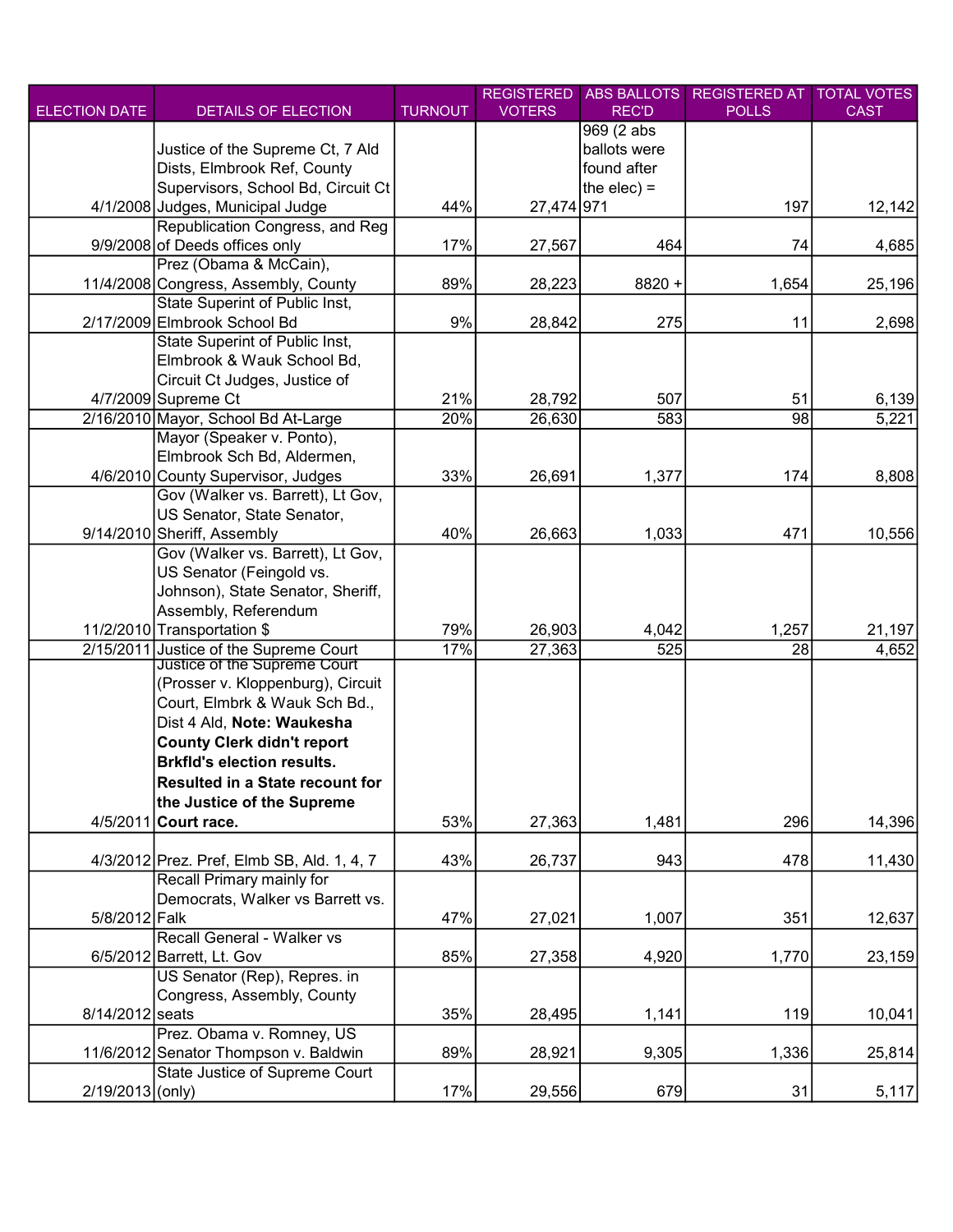| ELECTION DATE | DETAILS OF ELECTION | TURNOUT | REGISTERED VOTERS | ABS BALLOTS REC'D | REGISTERED AT POLLS | TOTAL VOTES CAST |
|---|---|---|---|---|---|---|
| 4/1/2008 | Justice of the Supreme Ct, 7 Ald Dists, Elmbrook Ref, County Supervisors, School Bd, Circuit Ct Judges, Municipal Judge | 44% | 27,474 | 969 (2 abs ballots were found after the elec) = 971 | 197 | 12,142 |
| 9/9/2008 | Republication Congress, and Reg of Deeds offices only | 17% | 27,567 | 464 | 74 | 4,685 |
| 11/4/2008 | Prez (Obama & McCain), Congress, Assembly, County | 89% | 28,223 | 8820 + | 1,654 | 25,196 |
| 2/17/2009 | State Superint of Public Inst, Elmbrook School Bd | 9% | 28,842 | 275 | 11 | 2,698 |
| 4/7/2009 | State Superint of Public Inst, Elmbrook & Wauk School Bd, Circuit Ct Judges, Justice of Supreme Ct | 21% | 28,792 | 507 | 51 | 6,139 |
| 2/16/2010 | Mayor, School Bd At-Large | 20% | 26,630 | 583 | 98 | 5,221 |
| 4/6/2010 | Mayor (Speaker v. Ponto), Elmbrook Sch Bd, Aldermen, County Supervisor, Judges | 33% | 26,691 | 1,377 | 174 | 8,808 |
| 9/14/2010 | Gov (Walker vs. Barrett), Lt Gov, US Senator, State Senator, Sheriff, Assembly | 40% | 26,663 | 1,033 | 471 | 10,556 |
| 11/2/2010 | Gov (Walker vs. Barrett), Lt Gov, US Senator (Feingold vs. Johnson), State Senator, Sheriff, Assembly, Referendum Transportation $ | 79% | 26,903 | 4,042 | 1,257 | 21,197 |
| 2/15/2011 | Justice of the Supreme Court | 17% | 27,363 | 525 | 28 | 4,652 |
| 4/5/2011 | Justice of the Supreme Court (Prosser v. Kloppenburg), Circuit Court, Elmbrk & Wauk Sch Bd., Dist 4 Ald, **Note: Waukesha County Clerk didn't report Brkfld's election results. Resulted in a State recount for the Justice of the Supreme Court race.** | 53% | 27,363 | 1,481 | 296 | 14,396 |
| 4/3/2012 | Prez. Pref, Elmb SB, Ald. 1, 4, 7 | 43% | 26,737 | 943 | 478 | 11,430 |
| 5/8/2012 | Recall Primary mainly for Democrats, Walker vs Barrett vs. Falk | 47% | 27,021 | 1,007 | 351 | 12,637 |
| 6/5/2012 | Recall General - Walker vs Barrett, Lt. Gov | 85% | 27,358 | 4,920 | 1,770 | 23,159 |
| 8/14/2012 | US Senator (Rep), Repres. in Congress, Assembly, County seats | 35% | 28,495 | 1,141 | 119 | 10,041 |
| 11/6/2012 | Prez. Obama v. Romney, US Senator Thompson v. Baldwin | 89% | 28,921 | 9,305 | 1,336 | 25,814 |
| 2/19/2013 | State Justice of Supreme Court (only) | 17% | 29,556 | 679 | 31 | 5,117 |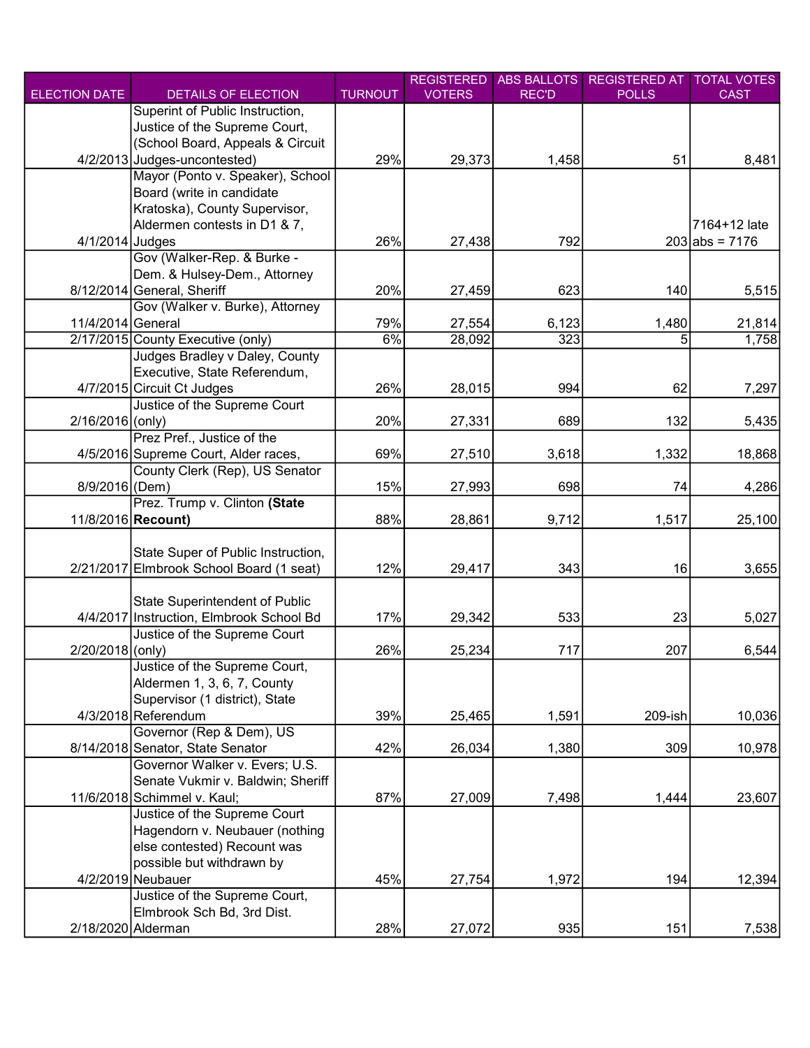| ELECTION DATE | DETAILS OF ELECTION | TURNOUT | REGISTERED VOTERS | ABS BALLOTS REC'D | REGISTERED AT POLLS | TOTAL VOTES CAST |
|---|---|---|---|---|---|---|
| 4/2/2013 | Superint of Public Instruction, Justice of the Supreme Court, (School Board, Appeals & Circuit Judges-uncontested) | 29% | 29,373 | 1,458 | 51 | 8,481 |
| 4/1/2014 | Mayor (Ponto v. Speaker), School Board (write in candidate Kratoska), County Supervisor, Aldermen contests in D1 & 7, Judges | 26% | 27,438 | 792 | 203 | 7164+12 late abs = 7176 |
| 8/12/2014 | Gov (Walker-Rep. & Burke - Dem. & Hulsey-Dem., Attorney General, Sheriff | 20% | 27,459 | 623 | 140 | 5,515 |
| 11/4/2014 | Gov (Walker v. Burke), Attorney General | 79% | 27,554 | 6,123 | 1,480 | 21,814 |
| 2/17/2015 | County Executive (only) | 6% | 28,092 | 323 | 5 | 1,758 |
| 4/7/2015 | Judges Bradley v Daley, County Executive, State Referendum, Circuit Ct Judges | 26% | 28,015 | 994 | 62 | 7,297 |
| 2/16/2016 | Justice of the Supreme Court (only) | 20% | 27,331 | 689 | 132 | 5,435 |
| 4/5/2016 | Prez Pref., Justice of the Supreme Court, Alder races, | 69% | 27,510 | 3,618 | 1,332 | 18,868 |
| 8/9/2016 | County Clerk (Rep), US Senator (Dem) | 15% | 27,993 | 698 | 74 | 4,286 |
| 11/8/2016 | Prez. Trump v. Clinton **(State Recount)** | 88% | 28,861 | 9,712 | 1,517 | 25,100 |
| 2/21/2017 | State Super of Public Instruction, Elmbrook School Board (1 seat) | 12% | 29,417 | 343 | 16 | 3,655 |
| 4/4/2017 | State Superintendent of Public Instruction, Elmbrook School Bd | 17% | 29,342 | 533 | 23 | 5,027 |
| 2/20/2018 | Justice of the Supreme Court (only) | 26% | 25,234 | 717 | 207 | 6,544 |
| 4/3/2018 | Justice of the Supreme Court, Aldermen 1, 3, 6, 7, County Supervisor (1 district), State Referendum | 39% | 25,465 | 1,591 | 209-ish | 10,036 |
| 8/14/2018 | Governor (Rep & Dem), US Senator, State Senator | 42% | 26,034 | 1,380 | 309 | 10,978 |
| 11/6/2018 | Governor Walker v. Evers; U.S. Senate Vukmir v. Baldwin; Sheriff Schimmel v. Kaul; | 87% | 27,009 | 7,498 | 1,444 | 23,607 |
| 4/2/2019 | Justice of the Supreme Court Hagendorn v. Neubauer (nothing else contested) Recount was possible but withdrawn by Neubauer | 45% | 27,754 | 1,972 | 194 | 12,394 |
| 2/18/2020 | Justice of the Supreme Court, Elmbrook Sch Bd, 3rd Dist. Alderman | 28% | 27,072 | 935 | 151 | 7,538 |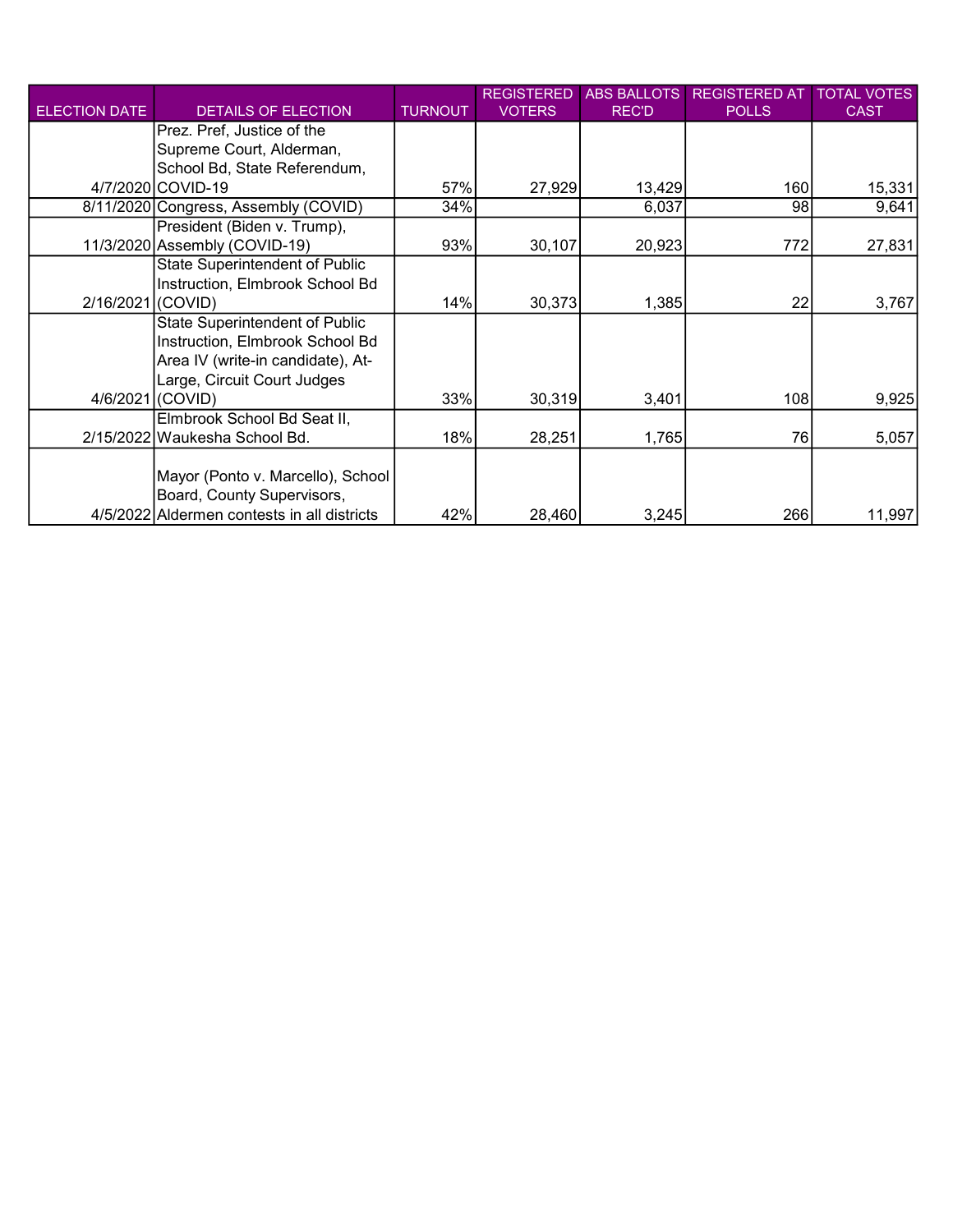| ELECTION DATE | DETAILS OF ELECTION | TURNOUT | REGISTERED VOTERS | ABS BALLOTS REC'D | REGISTERED AT POLLS | TOTAL VOTES CAST |
|---|---|---|---|---|---|---|
| 4/7/2020 | Prez. Pref, Justice of the Supreme Court, Alderman, School Bd, State Referendum, COVID-19 | 57% | 27,929 | 13,429 | 160 | 15,331 |
| 8/11/2020 | Congress, Assembly (COVID) | 34% | | 6,037 | 98 | 9,641 |
| 11/3/2020 | President (Biden v. Trump), Assembly (COVID-19) | 93% | 30,107 | 20,923 | 772 | 27,831 |
| 2/16/2021 | State Superintendent of Public Instruction, Elmbrook School Bd (COVID) | 14% | 30,373 | 1,385 | 22 | 3,767 |
| 4/6/2021 | State Superintendent of Public Instruction, Elmbrook School Bd Area IV (write-in candidate), At-Large, Circuit Court Judges (COVID) | 33% | 30,319 | 3,401 | 108 | 9,925 |
| 2/15/2022 | Elmbrook School Bd Seat II, Waukesha School Bd. | 18% | 28,251 | 1,765 | 76 | 5,057 |
| 4/5/2022 | Mayor (Ponto v. Marcello), School Board, County Supervisors, Aldermen contests in all districts | 42% | 28,460 | 3,245 | 266 | 11,997 |